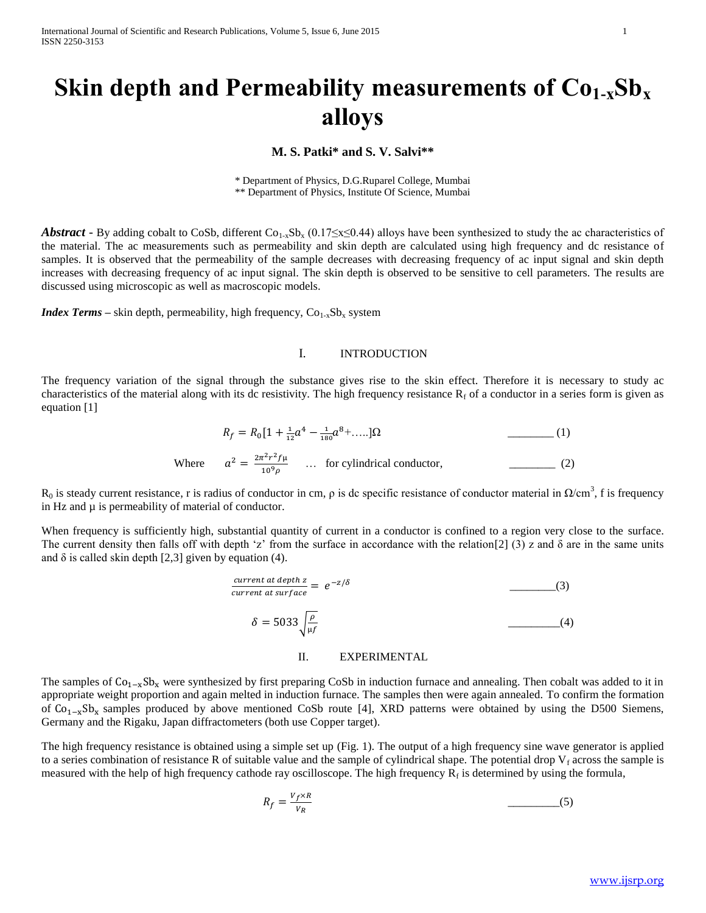# Skin depth and Permeability measurements of $Co_{1-x}Sb_x$ alloys

**M. S. Patki\* and S. V. Salvi\*\***

\* Department of Physics, D.G.Ruparel College, Mumbai
\*\* Department of Physics, Institute Of Science, Mumbai

***Abstract*** - By adding cobalt to CoSb, different $Co_{1-x}Sb_x$ ($0.17 \leq x \leq 0.44$) alloys have been synthesized to study the ac characteristics of the material. The ac measurements such as permeability and skin depth are calculated using high frequency and dc resistance of samples. It is observed that the permeability of the sample decreases with decreasing frequency of ac input signal and skin depth increases with decreasing frequency of ac input signal. The skin depth is observed to be sensitive to cell parameters. The results are discussed using microscopic as well as macroscopic models.

***Index Terms*** – skin depth, permeability, high frequency, $Co_{1-x}Sb_x$ system

## I. INTRODUCTION

The frequency variation of the signal through the substance gives rise to the skin effect. Therefore it is necessary to study ac characteristics of the material along with its dc resistivity. The high frequency resistance $R_f$ of a conductor in a series form is given as equation [1]

$$R_f = R_0 [1 + \tfrac{1}{12}a^4 - \tfrac{1}{180}a^8 + \ldots..]\Omega \qquad (1)$$

Where $$a^2 = \frac{2\pi^2 r^2 f \mu}{10^9 \rho} \quad \ldots \text{ for cylindrical conductor,} \qquad (2)$$

$R_0$ is steady current resistance, r is radius of conductor in cm, ρ is dc specific resistance of conductor material in $\Omega/cm^3$, f is frequency in Hz and μ is permeability of material of conductor.

When frequency is sufficiently high, substantial quantity of current in a conductor is confined to a region very close to the surface. The current density then falls off with depth 'z' from the surface in accordance with the relation[2] (3) z and δ are in the same units and δ is called skin depth [2,3] given by equation (4).

$$\frac{\text{current at depth } z}{\text{current at surface}} = e^{-z/\delta} \qquad (3)$$

$$\delta = 5033\sqrt{\frac{\rho}{\mu f}} \qquad (4)$$

## II. EXPERIMENTAL

The samples of $Co_{1-x}Sb_x$ were synthesized by first preparing CoSb in induction furnace and annealing. Then cobalt was added to it in appropriate weight proportion and again melted in induction furnace. The samples then were again annealed. To confirm the formation of $Co_{1-x}Sb_x$ samples produced by above mentioned CoSb route [4], XRD patterns were obtained by using the D500 Siemens, Germany and the Rigaku, Japan diffractometers (both use Copper target).

The high frequency resistance is obtained using a simple set up (Fig. 1). The output of a high frequency sine wave generator is applied to a series combination of resistance R of suitable value and the sample of cylindrical shape. The potential drop $V_f$ across the sample is measured with the help of high frequency cathode ray oscilloscope. The high frequency $R_f$ is determined by using the formula,

$$R_f = \frac{V_f \times R}{V_R} \qquad (5)$$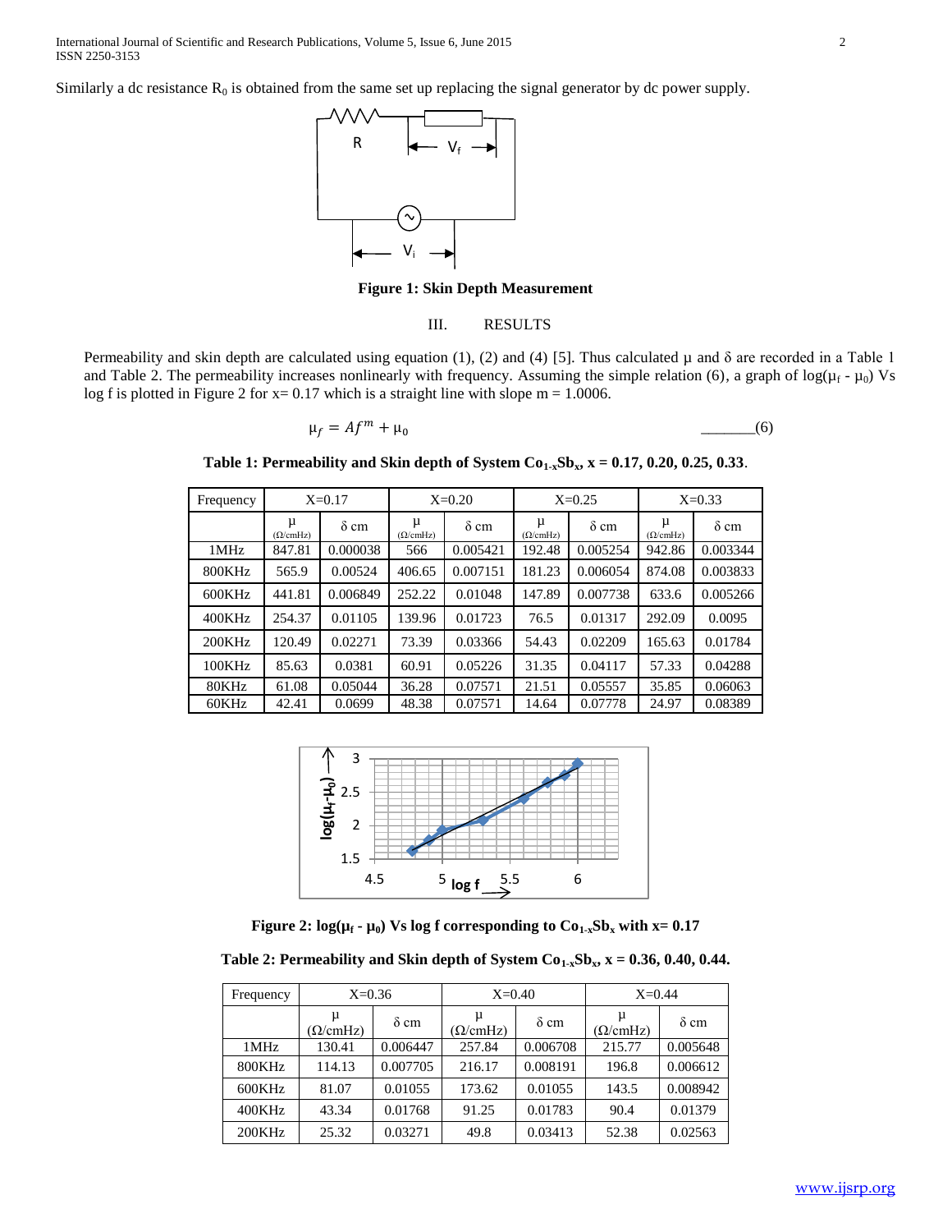Similarly a dc resistance $R_0$ is obtained from the same set up replacing the signal generator by dc power supply.

**Figure 1: Skin Depth Measurement**

## III. RESULTS

Permeability and skin depth are calculated using equation (1), (2) and (4) [5]. Thus calculated μ and δ are recorded in a Table 1 and Table 2. The permeability increases nonlinearly with frequency. Assuming the simple relation (6), a graph of $\log(\mu_f - \mu_0)$ Vs log f is plotted in Figure 2 for x= 0.17 which is a straight line with slope m = 1.0006.

$$\mu_f = Af^m + \mu_0 \qquad (6)$$

**Table 1: Permeability and Skin depth of System $Co_{1-x}Sb_x$, x = 0.17, 0.20, 0.25, 0.33**.

| Frequency | X=0.17 | | X=0.20 | | X=0.25 | | X=0.33 | |
|---|---|---|---|---|---|---|---|---|
| | μ (Ω/cmHz) | δ cm | μ (Ω/cmHz) | δ cm | μ (Ω/cmHz) | δ cm | μ (Ω/cmHz) | δ cm |
| 1MHz | 847.81 | 0.000038 | 566 | 0.005421 | 192.48 | 0.005254 | 942.86 | 0.003344 |
| 800KHz | 565.9 | 0.00524 | 406.65 | 0.007151 | 181.23 | 0.006054 | 874.08 | 0.003833 |
| 600KHz | 441.81 | 0.006849 | 252.22 | 0.01048 | 147.89 | 0.007738 | 633.6 | 0.005266 |
| 400KHz | 254.37 | 0.01105 | 139.96 | 0.01723 | 76.5 | 0.01317 | 292.09 | 0.0095 |
| 200KHz | 120.49 | 0.02271 | 73.39 | 0.03366 | 54.43 | 0.02209 | 165.63 | 0.01784 |
| 100KHz | 85.63 | 0.0381 | 60.91 | 0.05226 | 31.35 | 0.04117 | 57.33 | 0.04288 |
| 80KHz | 61.08 | 0.05044 | 36.28 | 0.07571 | 21.51 | 0.05557 | 35.85 | 0.06063 |
| 60KHz | 42.41 | 0.0699 | 48.38 | 0.07571 | 14.64 | 0.07778 | 24.97 | 0.08389 |

**Figure 2: $\log(\mu_f - \mu_0)$ Vs log f corresponding to $Co_{1-x}Sb_x$ with x= 0.17**

**Table 2: Permeability and Skin depth of System $Co_{1-x}Sb_x$, x = 0.36, 0.40, 0.44.**

| Frequency | X=0.36 | | X=0.40 | | X=0.44 | |
|---|---|---|---|---|---|---|
| | μ (Ω/cmHz) | δ cm | μ (Ω/cmHz) | δ cm | μ (Ω/cmHz) | δ cm |
| 1MHz | 130.41 | 0.006447 | 257.84 | 0.006708 | 215.77 | 0.005648 |
| 800KHz | 114.13 | 0.007705 | 216.17 | 0.008191 | 196.8 | 0.006612 |
| 600KHz | 81.07 | 0.01055 | 173.62 | 0.01055 | 143.5 | 0.008942 |
| 400KHz | 43.34 | 0.01768 | 91.25 | 0.01783 | 90.4 | 0.01379 |
| 200KHz | 25.32 | 0.03271 | 49.8 | 0.03413 | 52.38 | 0.02563 |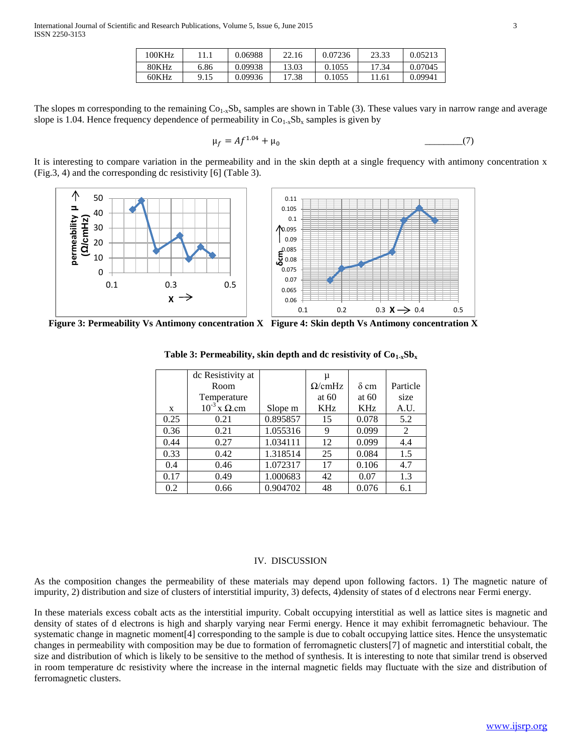| 100KHz | 11.1 | 0.06988 | 22.16 | 0.07236 | 23.33 | 0.05213 |
|---|---|---|---|---|---|---|
| 80KHz | 6.86 | 0.09938 | 13.03 | 0.1055 | 17.34 | 0.07045 |
| 60KHz | 9.15 | 0.09936 | 17.38 | 0.1055 | 11.61 | 0.09941 |

The slopes m corresponding to the remaining $Co_{1-x}Sb_x$ samples are shown in Table (3). These values vary in narrow range and average slope is 1.04. Hence frequency dependence of permeability in $Co_{1-x}Sb_x$ samples is given by

$$\mu_f = Af^{1.04} + \mu_0 \qquad (7)$$

It is interesting to compare variation in the permeability and in the skin depth at a single frequency with antimony concentration x (Fig.3, 4) and the corresponding dc resistivity [6] (Table 3).

**Figure 3: Permeability Vs Antimony concentration X** **Figure 4: Skin depth Vs Antimony concentration X**

**Table 3: Permeability, skin depth and dc resistivity of $Co_{1-x}Sb_x$**

| x | dc Resistivity at Room Temperature $10^{-3}$ x Ω.cm | Slope m | μ Ω/cmHz at 60 KHz | δ cm at 60 KHz | Particle size A.U. |
|---|---|---|---|---|---|
| 0.25 | 0.21 | 0.895857 | 15 | 0.078 | 5.2 |
| 0.36 | 0.21 | 1.055316 | 9 | 0.099 | 2 |
| 0.44 | 0.27 | 1.034111 | 12 | 0.099 | 4.4 |
| 0.33 | 0.42 | 1.318514 | 25 | 0.084 | 1.5 |
| 0.4 | 0.46 | 1.072317 | 17 | 0.106 | 4.7 |
| 0.17 | 0.49 | 1.000683 | 42 | 0.07 | 1.3 |
| 0.2 | 0.66 | 0.904702 | 48 | 0.076 | 6.1 |

## IV. DISCUSSION

As the composition changes the permeability of these materials may depend upon following factors. 1) The magnetic nature of impurity, 2) distribution and size of clusters of interstitial impurity, 3) defects, 4)density of states of d electrons near Fermi energy.

In these materials excess cobalt acts as the interstitial impurity. Cobalt occupying interstitial as well as lattice sites is magnetic and density of states of d electrons is high and sharply varying near Fermi energy. Hence it may exhibit ferromagnetic behaviour. The systematic change in magnetic moment[4] corresponding to the sample is due to cobalt occupying lattice sites. Hence the unsystematic changes in permeability with composition may be due to formation of ferromagnetic clusters[7] of magnetic and interstitial cobalt, the size and distribution of which is likely to be sensitive to the method of synthesis. It is interesting to note that similar trend is observed in room temperature dc resistivity where the increase in the internal magnetic fields may fluctuate with the size and distribution of ferromagnetic clusters.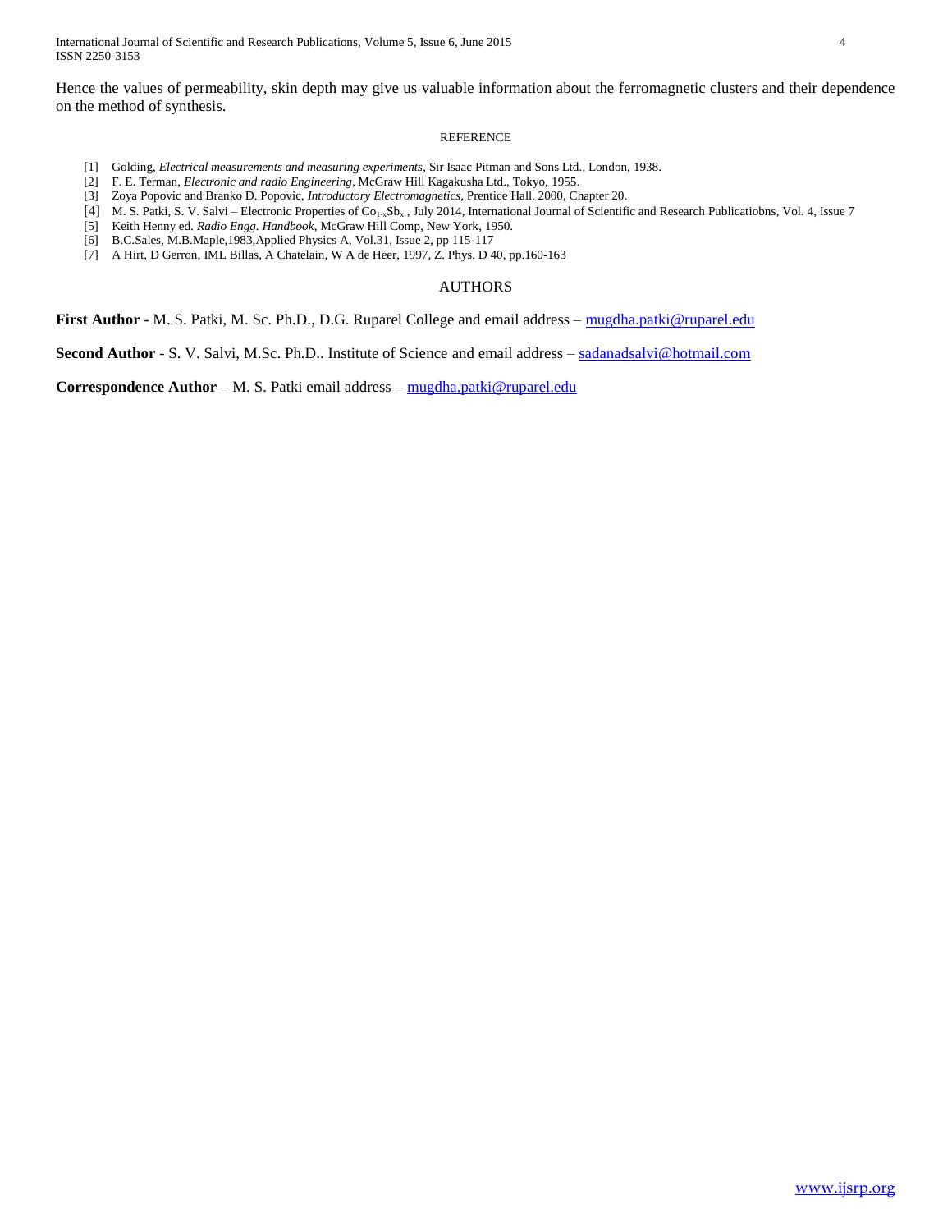Hence the values of permeability, skin depth may give us valuable information about the ferromagnetic clusters and their dependence on the method of synthesis.

## REFERENCE

[1] Golding, *Electrical measurements and measuring experiments*, Sir Isaac Pitman and Sons Ltd., London, 1938.

[2] F. E. Terman, *Electronic and radio Engineering*, McGraw Hill Kagakusha Ltd., Tokyo, 1955.

[3] Zoya Popovic and Branko D. Popovic, *Introductory Electromagnetics*, Prentice Hall, 2000, Chapter 20.

[4] M. S. Patki, S. V. Salvi – Electronic Properties of $Co_{1-x}Sb_x$ , July 2014, International Journal of Scientific and Research Publicatiobns, Vol. 4, Issue 7

[5] Keith Henny ed. *Radio Engg. Handbook*, McGraw Hill Comp, New York, 1950.

[6] B.C.Sales, M.B.Maple,1983,Applied Physics A, Vol.31, Issue 2, pp 115-117

[7] A Hirt, D Gerron, IML Billas, A Chatelain, W A de Heer, 1997, Z. Phys. D 40, pp.160-163

## AUTHORS

**First Author** - M. S. Patki, M. Sc. Ph.D., D.G. Ruparel College and email address – mugdha.patki@ruparel.edu

**Second Author** - S. V. Salvi, M.Sc. Ph.D.. Institute of Science and email address – sadanadsalvi@hotmail.com

**Correspondence Author** – M. S. Patki email address – mugdha.patki@ruparel.edu